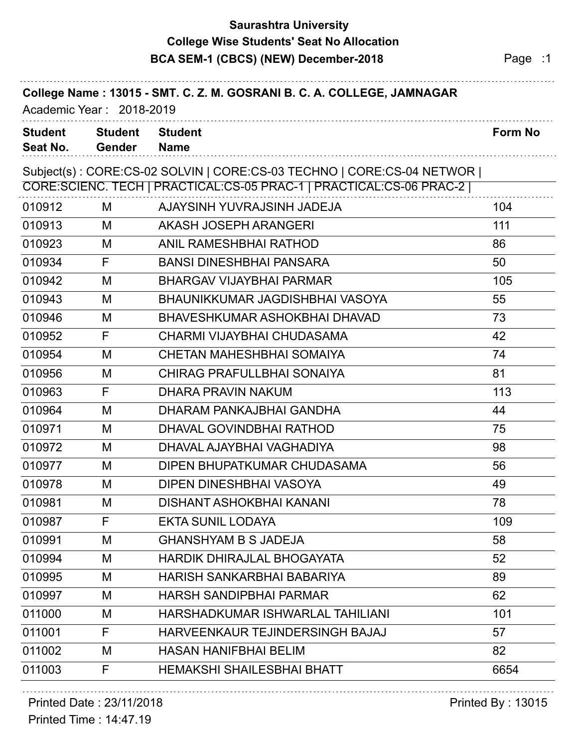# Saurashtra University

## College Wise Students' Seat No Allocation

## BCA SEM-1 (CBCS) (NEW) December-2018

**College Name : 13015 - SMT. C. Z. M. GOSRANI B. C. A. COLLEGE, JAMNAGAR**

Academic Year : 2018-2019

Subject(s) : CORE:CS-02 SOLVIN | CORE:CS-03 TECHNO | CORE:CS-04 NETWOR | CORE:SCIENC. TECH | PRACTICAL:CS-05 PRAC-1 | PRACTICAL:CS-06 PRAC-2 |

| Student Seat No. | Student Gender | Student Name | Form No |
|---|---|---|---|
| 010912 | M | AJAYSINH YUVRAJSINH JADEJA | 104 |
| 010913 | M | AKASH JOSEPH ARANGERI | 111 |
| 010923 | M | ANIL RAMESHBHAI RATHOD | 86 |
| 010934 | F | BANSI DINESHBHAI PANSARA | 50 |
| 010942 | M | BHARGAV VIJAYBHAI PARMAR | 105 |
| 010943 | M | BHAUNIKKUMAR JAGDISHBHAI VASOYA | 55 |
| 010946 | M | BHAVESHKUMAR ASHOKBHAI DHAVAD | 73 |
| 010952 | F | CHARMI VIJAYBHAI CHUDASAMA | 42 |
| 010954 | M | CHETAN MAHESHBHAI SOMAIYA | 74 |
| 010956 | M | CHIRAG PRAFULLBHAI SONAIYA | 81 |
| 010963 | F | DHARA PRAVIN NAKUM | 113 |
| 010964 | M | DHARAM PANKAJBHAI GANDHA | 44 |
| 010971 | M | DHAVAL GOVINDBHAI RATHOD | 75 |
| 010972 | M | DHAVAL AJAYBHAI VAGHADIYA | 98 |
| 010977 | M | DIPEN BHUPATKUMAR CHUDASAMA | 56 |
| 010978 | M | DIPEN DINESHBHAI VASOYA | 49 |
| 010981 | M | DISHANT ASHOKBHAI KANANI | 78 |
| 010987 | F | EKTA SUNIL LODAYA | 109 |
| 010991 | M | GHANSHYAM B S JADEJA | 58 |
| 010994 | M | HARDIK DHIRAJLAL BHOGAYATA | 52 |
| 010995 | M | HARISH SANKARBHAI BABARIYA | 89 |
| 010997 | M | HARSH SANDIPBHAI PARMAR | 62 |
| 011000 | M | HARSHADKUMAR ISHWARLAL TAHILIANI | 101 |
| 011001 | F | HARVEENKAUR TEJINDERSINGH BAJAJ | 57 |
| 011002 | M | HASAN HANIFBHAI BELIM | 82 |
| 011003 | F | HEMAKSHI SHAILESBHAI BHATT | 6654 |

Printed Date : 23/11/2018
Printed Time : 14:47.19
Printed By : 13015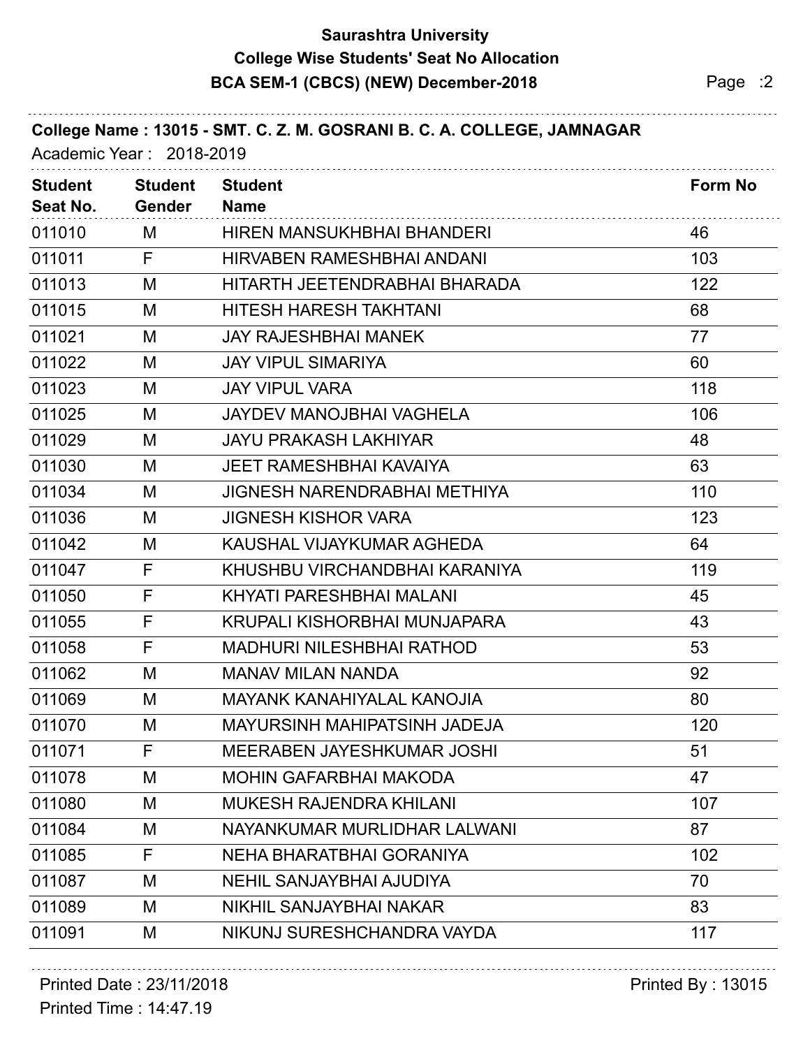**Saurashtra University**

**College Wise Students' Seat No Allocation**

**BCA SEM-1 (CBCS) (NEW) December-2018**

**College Name : 13015 - SMT. C. Z. M. GOSRANI B. C. A. COLLEGE, JAMNAGAR**

Academic Year : 2018-2019

| Student Seat No. | Student Gender | Student Name | Form No |
|---|---|---|---|
| 011010 | M | HIREN MANSUKHBHAI BHANDERI | 46 |
| 011011 | F | HIRVABEN RAMESHBHAI ANDANI | 103 |
| 011013 | M | HITARTH JEETENDRABHAI BHARADA | 122 |
| 011015 | M | HITESH HARESH TAKHTANI | 68 |
| 011021 | M | JAY RAJESHBHAI MANEK | 77 |
| 011022 | M | JAY VIPUL SIMARIYA | 60 |
| 011023 | M | JAY VIPUL VARA | 118 |
| 011025 | M | JAYDEV MANOJBHAI VAGHELA | 106 |
| 011029 | M | JAYU PRAKASH LAKHIYAR | 48 |
| 011030 | M | JEET RAMESHBHAI KAVAIYA | 63 |
| 011034 | M | JIGNESH NARENDRABHAI METHIYA | 110 |
| 011036 | M | JIGNESH KISHOR VARA | 123 |
| 011042 | M | KAUSHAL VIJAYKUMAR AGHEDA | 64 |
| 011047 | F | KHUSHBU VIRCHANDBHAI KARANIYA | 119 |
| 011050 | F | KHYATI PARESHBHAI MALANI | 45 |
| 011055 | F | KRUPALI KISHORBHAI MUNJAPARA | 43 |
| 011058 | F | MADHURI NILESHBHAI RATHOD | 53 |
| 011062 | M | MANAV MILAN NANDA | 92 |
| 011069 | M | MAYANK KANAHIYALAL KANOJIA | 80 |
| 011070 | M | MAYURSINH MAHIPATSINH JADEJA | 120 |
| 011071 | F | MEERABEN JAYESHKUMAR JOSHI | 51 |
| 011078 | M | MOHIN GAFARBHAI MAKODA | 47 |
| 011080 | M | MUKESH RAJENDRA KHILANI | 107 |
| 011084 | M | NAYANKUMAR MURLIDHAR LALWANI | 87 |
| 011085 | F | NEHA BHARATBHAI GORANIYA | 102 |
| 011087 | M | NEHIL SANJAYBHAI AJUDIYA | 70 |
| 011089 | M | NIKHIL SANJAYBHAI NAKAR | 83 |
| 011091 | M | NIKUNJ SURESHCHANDRA VAYDA | 117 |

Printed Date : 23/11/2018

Printed Time : 14:47.19

Printed By : 13015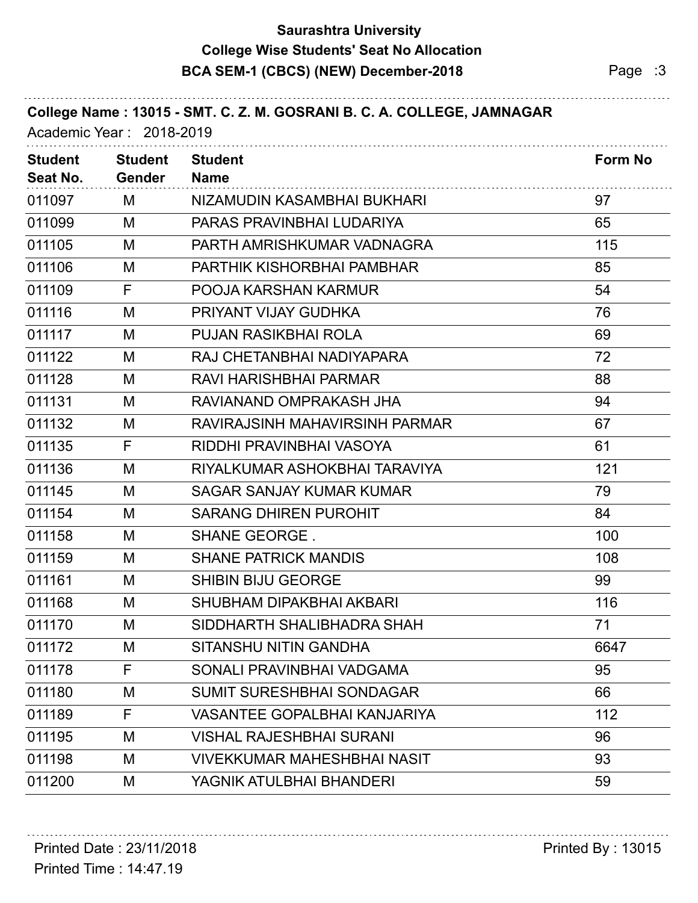# Saurashtra University

## College Wise Students' Seat No Allocation

### BCA SEM-1 (CBCS) (NEW) December-2018

**College Name : 13015 - SMT. C. Z. M. GOSRANI B. C. A. COLLEGE, JAMNAGAR**

Academic Year : 2018-2019

| Student Seat No. | Student Gender | Student Name | Form No |
|---|---|---|---|
| 011097 | M | NIZAMUDIN KASAMBHAI BUKHARI | 97 |
| 011099 | M | PARAS PRAVINBHAI LUDARIYA | 65 |
| 011105 | M | PARTH AMRISHKUMAR VADNAGRA | 115 |
| 011106 | M | PARTHIK KISHORBHAI PAMBHAR | 85 |
| 011109 | F | POOJA KARSHAN KARMUR | 54 |
| 011116 | M | PRIYANT VIJAY GUDHKA | 76 |
| 011117 | M | PUJAN RASIKBHAI ROLA | 69 |
| 011122 | M | RAJ CHETANBHAI NADIYAPARA | 72 |
| 011128 | M | RAVI HARISHBHAI PARMAR | 88 |
| 011131 | M | RAVIANAND OMPRAKASH JHA | 94 |
| 011132 | M | RAVIRAJSINH MAHAVIRSINH PARMAR | 67 |
| 011135 | F | RIDDHI PRAVINBHAI VASOYA | 61 |
| 011136 | M | RIYALKUMAR ASHOKBHAI TARAVIYA | 121 |
| 011145 | M | SAGAR SANJAY KUMAR KUMAR | 79 |
| 011154 | M | SARANG DHIREN PUROHIT | 84 |
| 011158 | M | SHANE GEORGE . | 100 |
| 011159 | M | SHANE PATRICK MANDIS | 108 |
| 011161 | M | SHIBIN BIJU GEORGE | 99 |
| 011168 | M | SHUBHAM DIPAKBHAI AKBARI | 116 |
| 011170 | M | SIDDHARTH SHALIBHADRA SHAH | 71 |
| 011172 | M | SITANSHU NITIN GANDHA | 6647 |
| 011178 | F | SONALI PRAVINBHAI VADGAMA | 95 |
| 011180 | M | SUMIT SURESHBHAI SONDAGAR | 66 |
| 011189 | F | VASANTEE GOPALBHAI KANJARIYA | 112 |
| 011195 | M | VISHAL RAJESHBHAI SURANI | 96 |
| 011198 | M | VIVEKKUMAR MAHESHBHAI NASIT | 93 |
| 011200 | M | YAGNIK ATULBHAI BHANDERI | 59 |

Printed Date : 23/11/2018
Printed Time : 14:47.19
Printed By : 13015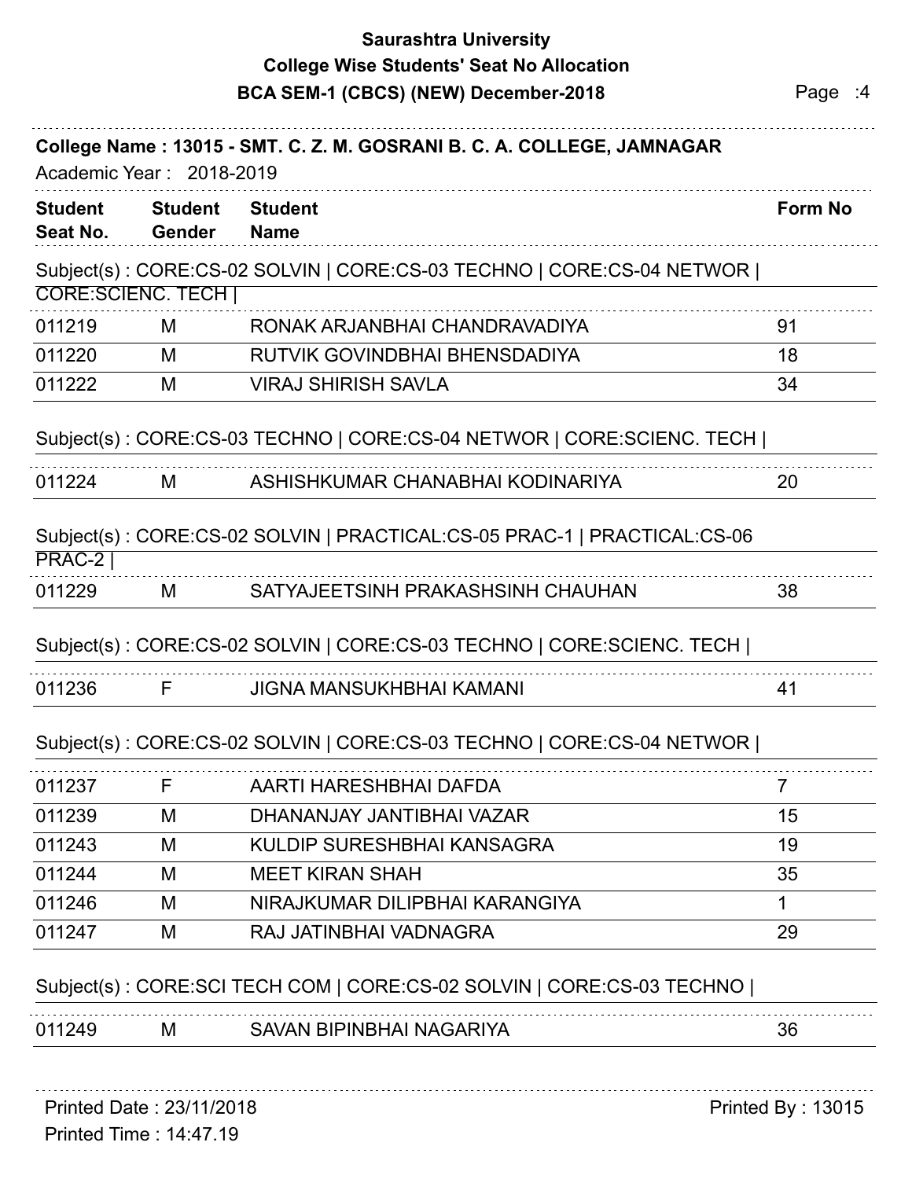# Saurashtra University

## College Wise Students' Seat No Allocation

## BCA SEM-1 (CBCS) (NEW) December-2018

**College Name : 13015 - SMT. C. Z. M. GOSRANI B. C. A. COLLEGE, JAMNAGAR**

Academic Year : 2018-2019

Subject(s) : CORE:CS-02 SOLVIN | CORE:CS-03 TECHNO | CORE:CS-04 NETWOR | CORE:SCIENC. TECH |

| Student Seat No. | Student Gender | Student Name | Form No |
|---|---|---|---|
| 011219 | M | RONAK ARJANBHAI CHANDRAVADIYA | 91 |
| 011220 | M | RUTVIK GOVINDBHAI BHENSDADIYA | 18 |
| 011222 | M | VIRAJ SHIRISH SAVLA | 34 |

Subject(s) : CORE:CS-03 TECHNO | CORE:CS-04 NETWOR | CORE:SCIENC. TECH |

| Student Seat No. | Student Gender | Student Name | Form No |
|---|---|---|---|
| 011224 | M | ASHISHKUMAR CHANABHAI KODINARIYA | 20 |

Subject(s) : CORE:CS-02 SOLVIN | PRACTICAL:CS-05 PRAC-1 | PRACTICAL:CS-06 PRAC-2 |

| Student Seat No. | Student Gender | Student Name | Form No |
|---|---|---|---|
| 011229 | M | SATYAJEETSINH PRAKASHSINH CHAUHAN | 38 |

Subject(s) : CORE:CS-02 SOLVIN | CORE:CS-03 TECHNO | CORE:SCIENC. TECH |

| Student Seat No. | Student Gender | Student Name | Form No |
|---|---|---|---|
| 011236 | F | JIGNA MANSUKHBHAI KAMANI | 41 |

Subject(s) : CORE:CS-02 SOLVIN | CORE:CS-03 TECHNO | CORE:CS-04 NETWOR |

| Student Seat No. | Student Gender | Student Name | Form No |
|---|---|---|---|
| 011237 | F | AARTI HARESHBHAI DAFDA | 7 |
| 011239 | M | DHANANJAY JANTIBHAI VAZAR | 15 |
| 011243 | M | KULDIP SURESHBHAI KANSAGRA | 19 |
| 011244 | M | MEET KIRAN SHAH | 35 |
| 011246 | M | NIRAJKUMAR DILIPBHAI KARANGIYA | 1 |
| 011247 | M | RAJ JATINBHAI VADNAGRA | 29 |

Subject(s) : CORE:SCI TECH COM | CORE:CS-02 SOLVIN | CORE:CS-03 TECHNO |

| Student Seat No. | Student Gender | Student Name | Form No |
|---|---|---|---|
| 011249 | M | SAVAN BIPINBHAI NAGARIYA | 36 |

Printed Date : 23/11/2018

Printed Time : 14:47.19

Printed By : 13015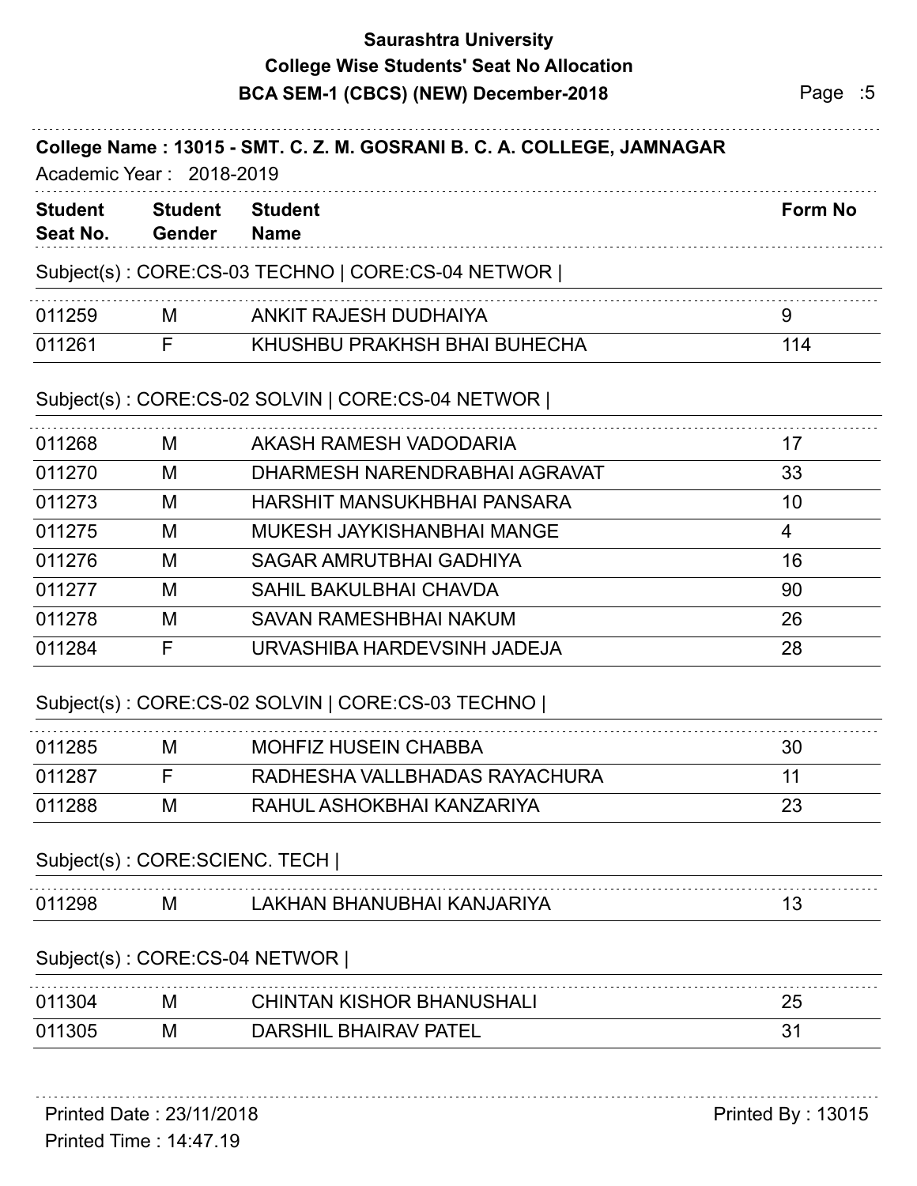# Saurashtra University
## College Wise Students' Seat No Allocation
## BCA SEM-1 (CBCS) (NEW) December-2018

**College Name : 13015 - SMT. C. Z. M. GOSRANI B. C. A. COLLEGE, JAMNAGAR**

Academic Year : 2018-2019

Subject(s) : CORE:CS-03 TECHNO | CORE:CS-04 NETWOR |

| Student Seat No. | Student Gender | Student Name | Form No |
|---|---|---|---|
| 011259 | M | ANKIT RAJESH DUDHAIYA | 9 |
| 011261 | F | KHUSHBU PRAKHSH BHAI BUHECHA | 114 |

Subject(s) : CORE:CS-02 SOLVIN | CORE:CS-04 NETWOR |

| Student Seat No. | Student Gender | Student Name | Form No |
|---|---|---|---|
| 011268 | M | AKASH RAMESH VADODARIA | 17 |
| 011270 | M | DHARMESH NARENDRABHAI AGRAVAT | 33 |
| 011273 | M | HARSHIT MANSUKHBHAI PANSARA | 10 |
| 011275 | M | MUKESH JAYKISHANBHAI MANGE | 4 |
| 011276 | M | SAGAR AMRUTBHAI GADHIYA | 16 |
| 011277 | M | SAHIL BAKULBHAI CHAVDA | 90 |
| 011278 | M | SAVAN RAMESHBHAI NAKUM | 26 |
| 011284 | F | URVASHIBA HARDEVSINH JADEJA | 28 |

Subject(s) : CORE:CS-02 SOLVIN | CORE:CS-03 TECHNO |

| Student Seat No. | Student Gender | Student Name | Form No |
|---|---|---|---|
| 011285 | M | MOHFIZ HUSEIN CHABBA | 30 |
| 011287 | F | RADHESHA VALLBHADAS RAYACHURA | 11 |
| 011288 | M | RAHUL ASHOKBHAI KANZARIYA | 23 |

Subject(s) : CORE:SCIENC. TECH |

| Student Seat No. | Student Gender | Student Name | Form No |
|---|---|---|---|
| 011298 | M | LAKHAN BHANUBHAI KANJARIYA | 13 |

Subject(s) : CORE:CS-04 NETWOR |

| Student Seat No. | Student Gender | Student Name | Form No |
|---|---|---|---|
| 011304 | M | CHINTAN KISHOR BHANUSHALI | 25 |
| 011305 | M | DARSHIL BHAIRAV PATEL | 31 |

Printed Date : 23/11/2018
Printed Time : 14:47.19
Printed By : 13015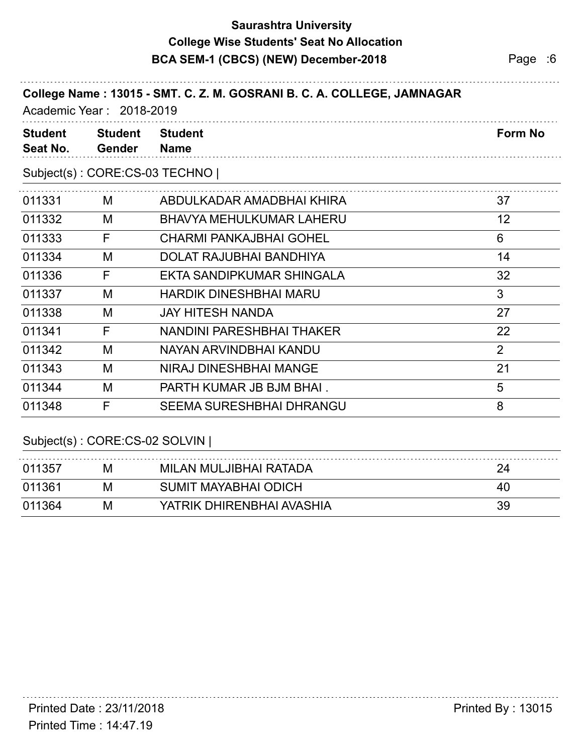# Saurashtra University
## College Wise Students' Seat No Allocation
## BCA SEM-1 (CBCS) (NEW) December-2018

**College Name : 13015 - SMT. C. Z. M. GOSRANI B. C. A. COLLEGE, JAMNAGAR**

Academic Year : 2018-2019

Subject(s) : CORE:CS-03 TECHNO |

| Student Seat No. | Student Gender | Student Name | Form No |
|---|---|---|---|
| 011331 | M | ABDULKADAR AMADBHAI KHIRA | 37 |
| 011332 | M | BHAVYA MEHULKUMAR LAHERU | 12 |
| 011333 | F | CHARMI PANKAJBHAI GOHEL | 6 |
| 011334 | M | DOLAT RAJUBHAI BANDHIYA | 14 |
| 011336 | F | EKTA SANDIPKUMAR SHINGALA | 32 |
| 011337 | M | HARDIK DINESHBHAI MARU | 3 |
| 011338 | M | JAY HITESH NANDA | 27 |
| 011341 | F | NANDINI PARESHBHAI THAKER | 22 |
| 011342 | M | NAYAN ARVINDBHAI KANDU | 2 |
| 011343 | M | NIRAJ DINESHBHAI MANGE | 21 |
| 011344 | M | PARTH KUMAR JB BJM BHAI . | 5 |
| 011348 | F | SEEMA SURESHBHAI DHRANGU | 8 |

Subject(s) : CORE:CS-02 SOLVIN |

| Student Seat No. | Student Gender | Student Name | Form No |
|---|---|---|---|
| 011357 | M | MILAN MULJIBHAI RATADA | 24 |
| 011361 | M | SUMIT MAYABHAI ODICH | 40 |
| 011364 | M | YATRIK DHIRENBHAI AVASHIA | 39 |

Printed Date : 23/11/2018

Printed Time : 14:47.19

Printed By : 13015